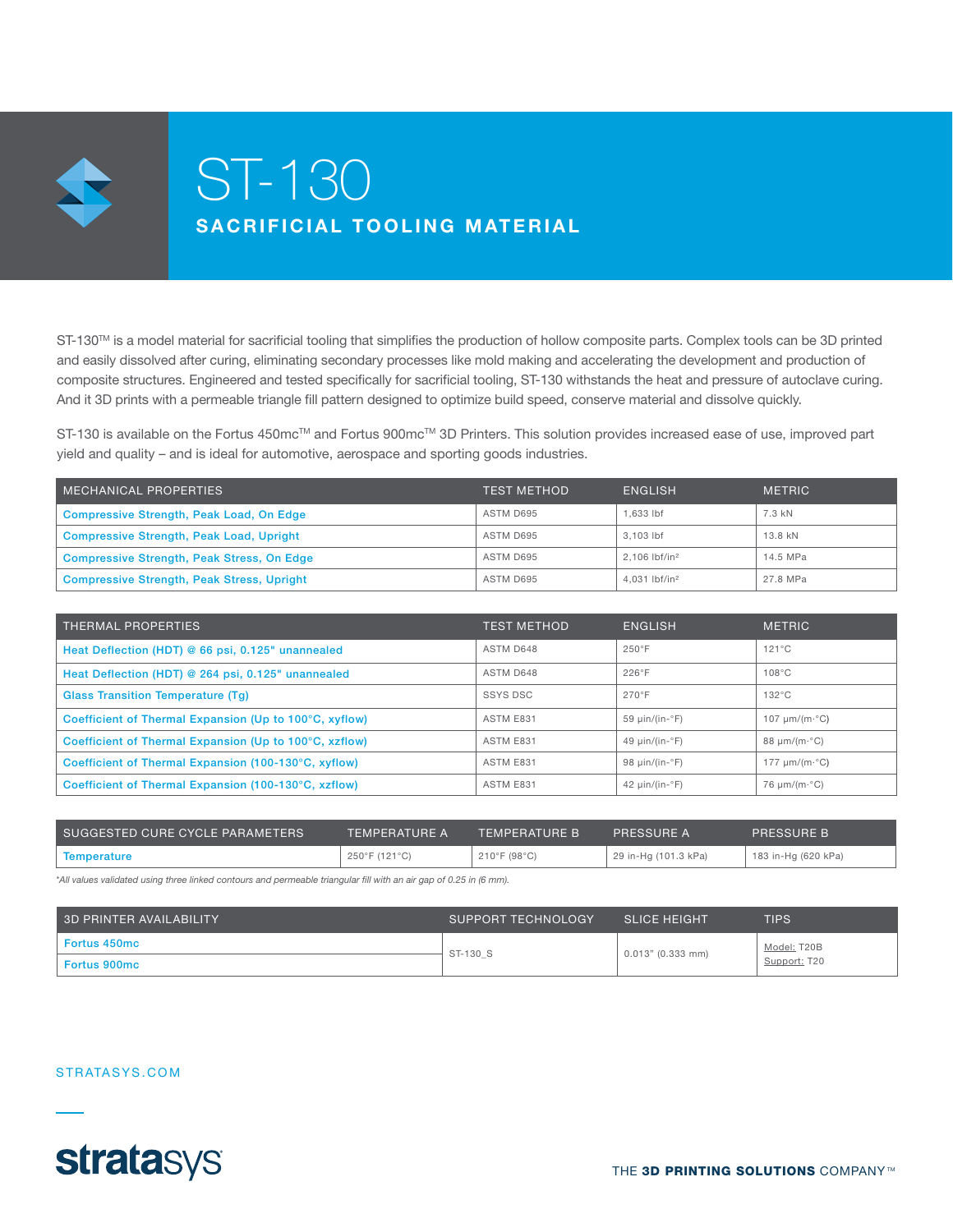# ST-130

## SACRIFICIAL TOOLING MATERIAL

ST-130™ is a model material for sacrificial tooling that simplifies the production of hollow composite parts. Complex tools can be 3D printed and easily dissolved after curing, eliminating secondary processes like mold making and accelerating the development and production of composite structures. Engineered and tested specifically for sacrificial tooling, ST-130 withstands the heat and pressure of autoclave curing. And it 3D prints with a permeable triangle fill pattern designed to optimize build speed, conserve material and dissolve quickly.

ST-130 is available on the Fortus 450mc™ and Fortus 900mc™ 3D Printers. This solution provides increased ease of use, improved part yield and quality – and is ideal for automotive, aerospace and sporting goods industries.

| MECHANICAL PROPERTIES | TEST METHOD | ENGLISH | METRIC |
|---|---|---|---|
| Compressive Strength, Peak Load, On Edge | ASTM D695 | 1,633 lbf | 7.3 kN |
| Compressive Strength, Peak Load, Upright | ASTM D695 | 3,103 lbf | 13.8 kN |
| Compressive Strength, Peak Stress, On Edge | ASTM D695 | 2,106 lbf/in² | 14.5 MPa |
| Compressive Strength, Peak Stress, Upright | ASTM D695 | 4,031 lbf/in² | 27.8 MPa |

| THERMAL PROPERTIES | TEST METHOD | ENGLISH | METRIC |
|---|---|---|---|
| Heat Deflection (HDT) @ 66 psi, 0.125" unannealed | ASTM D648 | 250°F | 121°C |
| Heat Deflection (HDT) @ 264 psi, 0.125" unannealed | ASTM D648 | 226°F | 108°C |
| Glass Transition Temperature (Tg) | SSYS DSC | 270°F | 132°C |
| Coefficient of Thermal Expansion (Up to 100°C, xyflow) | ASTM E831 | 59 µin/(in-°F) | 107 µm/(m·°C) |
| Coefficient of Thermal Expansion (Up to 100°C, xzflow) | ASTM E831 | 49 µin/(in-°F) | 88 µm/(m·°C) |
| Coefficient of Thermal Expansion (100-130°C, xyflow) | ASTM E831 | 98 µin/(in-°F) | 177 µm/(m·°C) |
| Coefficient of Thermal Expansion (100-130°C, xzflow) | ASTM E831 | 42 µin/(in-°F) | 76 µm/(m·°C) |

| SUGGESTED CURE CYCLE PARAMETERS | TEMPERATURE A | TEMPERATURE B | PRESSURE A | PRESSURE B |
|---|---|---|---|---|
| Temperature | 250°F (121°C) | 210°F (98°C) | 29 in-Hg (101.3 kPa) | 183 in-Hg (620 kPa) |

*All values validated using three linked contours and permeable triangular fill with an air gap of 0.25 in (6 mm).*

| 3D PRINTER AVAILABILITY | SUPPORT TECHNOLOGY | SLICE HEIGHT | TIPS |
|---|---|---|---|
| Fortus 450mc | ST-130_S | 0.013" (0.333 mm) | Model: T20B<br>Support: T20 |
| Fortus 900mc | | | |

STRATASYS.COM

stratasys

THE **3D PRINTING SOLUTIONS** COMPANY™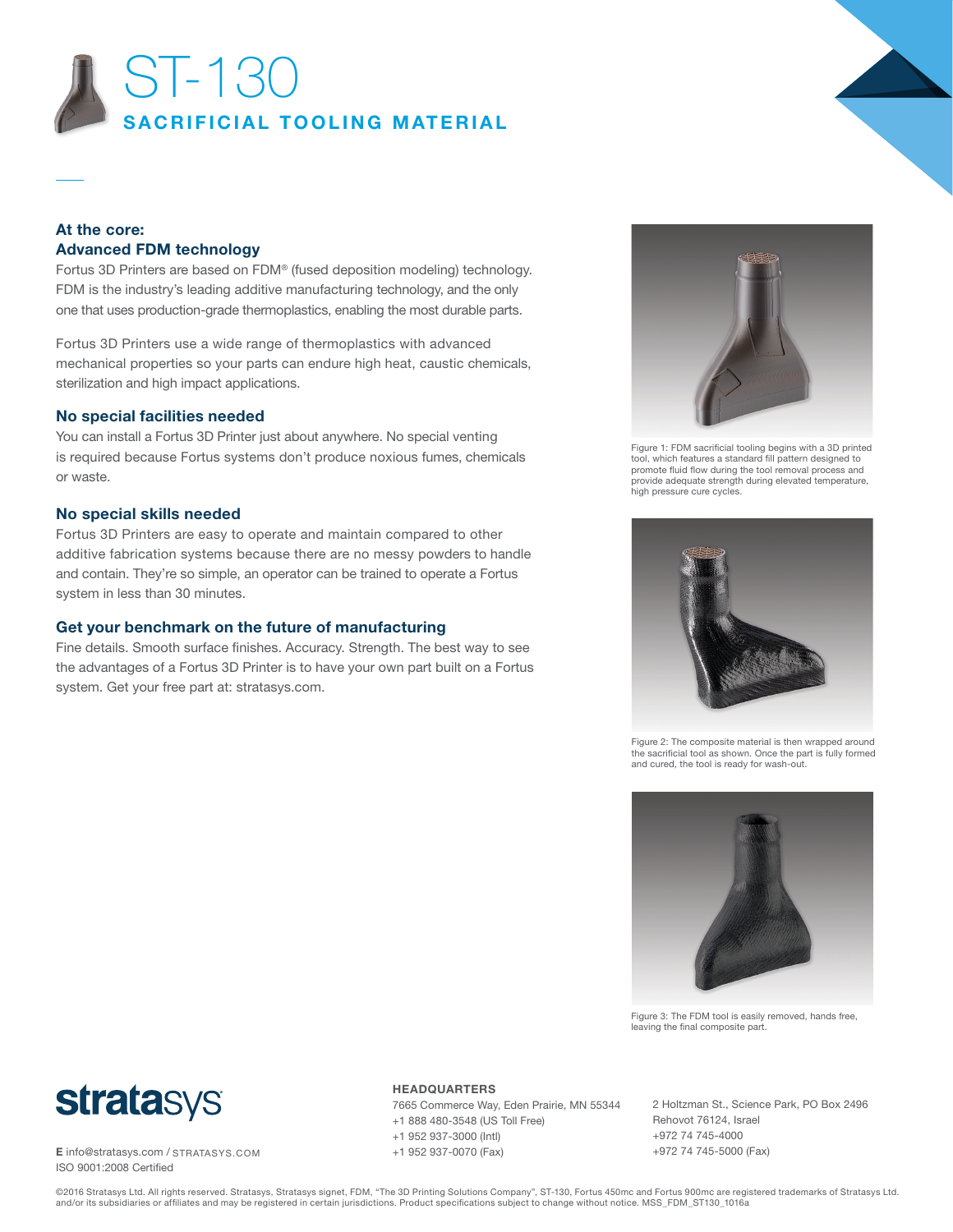# ST-130

## SACRIFICIAL TOOLING MATERIAL

### At the core: Advanced FDM technology

Fortus 3D Printers are based on FDM® (fused deposition modeling) technology. FDM is the industry's leading additive manufacturing technology, and the only one that uses production-grade thermoplastics, enabling the most durable parts.

Fortus 3D Printers use a wide range of thermoplastics with advanced mechanical properties so your parts can endure high heat, caustic chemicals, sterilization and high impact applications.

### No special facilities needed

You can install a Fortus 3D Printer just about anywhere. No special venting is required because Fortus systems don't produce noxious fumes, chemicals or waste.

### No special skills needed

Fortus 3D Printers are easy to operate and maintain compared to other additive fabrication systems because there are no messy powders to handle and contain. They're so simple, an operator can be trained to operate a Fortus system in less than 30 minutes.

### Get your benchmark on the future of manufacturing

Fine details. Smooth surface finishes. Accuracy. Strength. The best way to see the advantages of a Fortus 3D Printer is to have your own part built on a Fortus system. Get your free part at: stratasys.com.

Figure 1: FDM sacrificial tooling begins with a 3D printed tool, which features a standard fill pattern designed to promote fluid flow during the tool removal process and provide adequate strength during elevated temperature, high pressure cure cycles.

Figure 2: The composite material is then wrapped around the sacrificial tool as shown. Once the part is fully formed and cured, the tool is ready for wash-out.

Figure 3: The FDM tool is easily removed, hands free, leaving the final composite part.

**stratasys**

**E** info@stratasys.com / STRATASYS.COM
ISO 9001:2008 Certified

**HEADQUARTERS**

7665 Commerce Way, Eden Prairie, MN 55344
+1 888 480-3548 (US Toll Free)
+1 952 937-3000 (Intl)
+1 952 937-0070 (Fax)

2 Holtzman St., Science Park, PO Box 2496
Rehovot 76124, Israel
+972 74 745-4000
+972 74 745-5000 (Fax)

©2016 Stratasys Ltd. All rights reserved. Stratasys, Stratasys signet, FDM, "The 3D Printing Solutions Company", ST-130, Fortus 450mc and Fortus 900mc are registered trademarks of Stratasys Ltd. and/or its subsidiaries or affiliates and may be registered in certain jurisdictions. Product specifications subject to change without notice. MSS_FDM_ST130_1016a